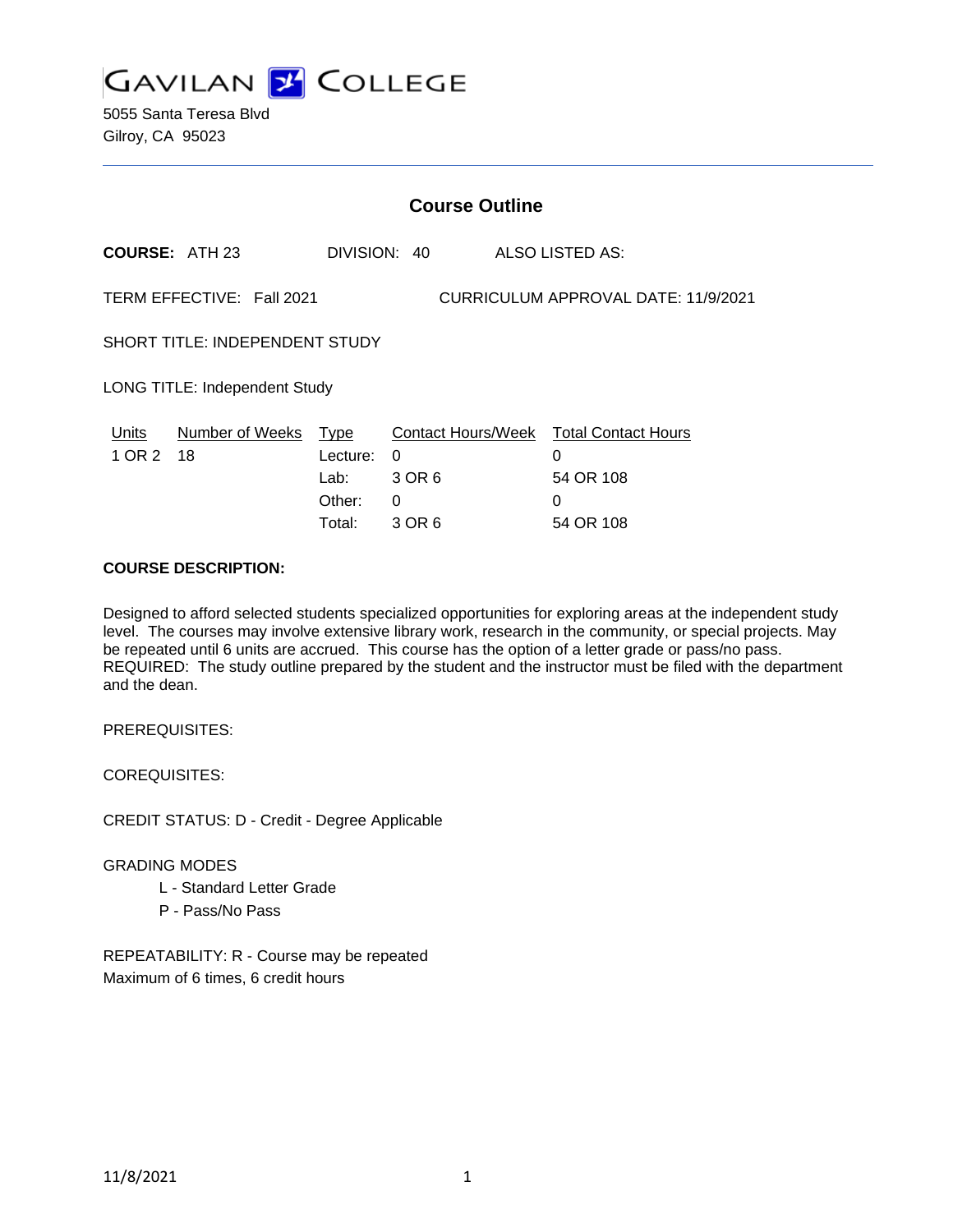# GAVILAN COLLEGE

5055 Santa Teresa Blvd
Gilroy, CA 95023

## Course Outline

**COURSE:** ATH 23 DIVISION: 40 ALSO LISTED AS:

TERM EFFECTIVE: Fall 2021 CURRICULUM APPROVAL DATE: 11/9/2021

SHORT TITLE: INDEPENDENT STUDY

LONG TITLE: Independent Study

| Units | Number of Weeks | Type | Contact Hours/Week | Total Contact Hours |
|---|---|---|---|---|
| 1 OR 2 | 18 | Lecture: | 0 | 0 |
| | | Lab: | 3 OR 6 | 54 OR 108 |
| | | Other: | 0 | 0 |
| | | Total: | 3 OR 6 | 54 OR 108 |

**COURSE DESCRIPTION:**

Designed to afford selected students specialized opportunities for exploring areas at the independent study level. The courses may involve extensive library work, research in the community, or special projects. May be repeated until 6 units are accrued. This course has the option of a letter grade or pass/no pass. REQUIRED: The study outline prepared by the student and the instructor must be filed with the department and the dean.

PREREQUISITES:

COREQUISITES:

CREDIT STATUS: D - Credit - Degree Applicable

GRADING MODES

- L - Standard Letter Grade
- P - Pass/No Pass

REPEATABILITY: R - Course may be repeated
Maximum of 6 times, 6 credit hours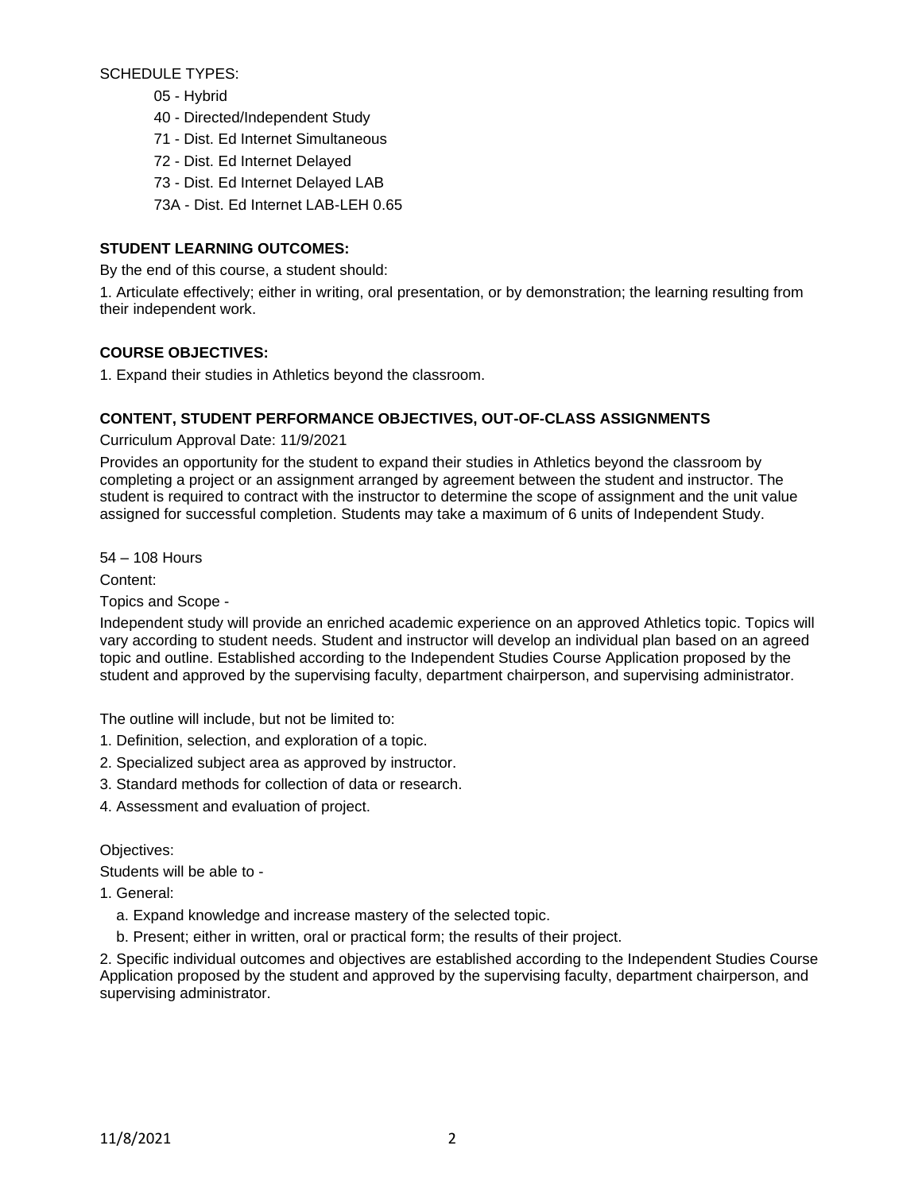SCHEDULE TYPES:

- 05 - Hybrid
- 40 - Directed/Independent Study
- 71 - Dist. Ed Internet Simultaneous
- 72 - Dist. Ed Internet Delayed
- 73 - Dist. Ed Internet Delayed LAB
- 73A - Dist. Ed Internet LAB-LEH 0.65

## STUDENT LEARNING OUTCOMES:

By the end of this course, a student should:

1. Articulate effectively; either in writing, oral presentation, or by demonstration; the learning resulting from their independent work.

## COURSE OBJECTIVES:

1. Expand their studies in Athletics beyond the classroom.

## CONTENT, STUDENT PERFORMANCE OBJECTIVES, OUT-OF-CLASS ASSIGNMENTS

Curriculum Approval Date: 11/9/2021

Provides an opportunity for the student to expand their studies in Athletics beyond the classroom by completing a project or an assignment arranged by agreement between the student and instructor. The student is required to contract with the instructor to determine the scope of assignment and the unit value assigned for successful completion. Students may take a maximum of 6 units of Independent Study.

54 – 108 Hours

Content:

Topics and Scope -

Independent study will provide an enriched academic experience on an approved Athletics topic. Topics will vary according to student needs. Student and instructor will develop an individual plan based on an agreed topic and outline. Established according to the Independent Studies Course Application proposed by the student and approved by the supervising faculty, department chairperson, and supervising administrator.

The outline will include, but not be limited to:

1. Definition, selection, and exploration of a topic.
2. Specialized subject area as approved by instructor.
3. Standard methods for collection of data or research.
4. Assessment and evaluation of project.

Objectives:

Students will be able to -

1. General:
   a. Expand knowledge and increase mastery of the selected topic.
   b. Present; either in written, oral or practical form; the results of their project.
2. Specific individual outcomes and objectives are established according to the Independent Studies Course Application proposed by the student and approved by the supervising faculty, department chairperson, and supervising administrator.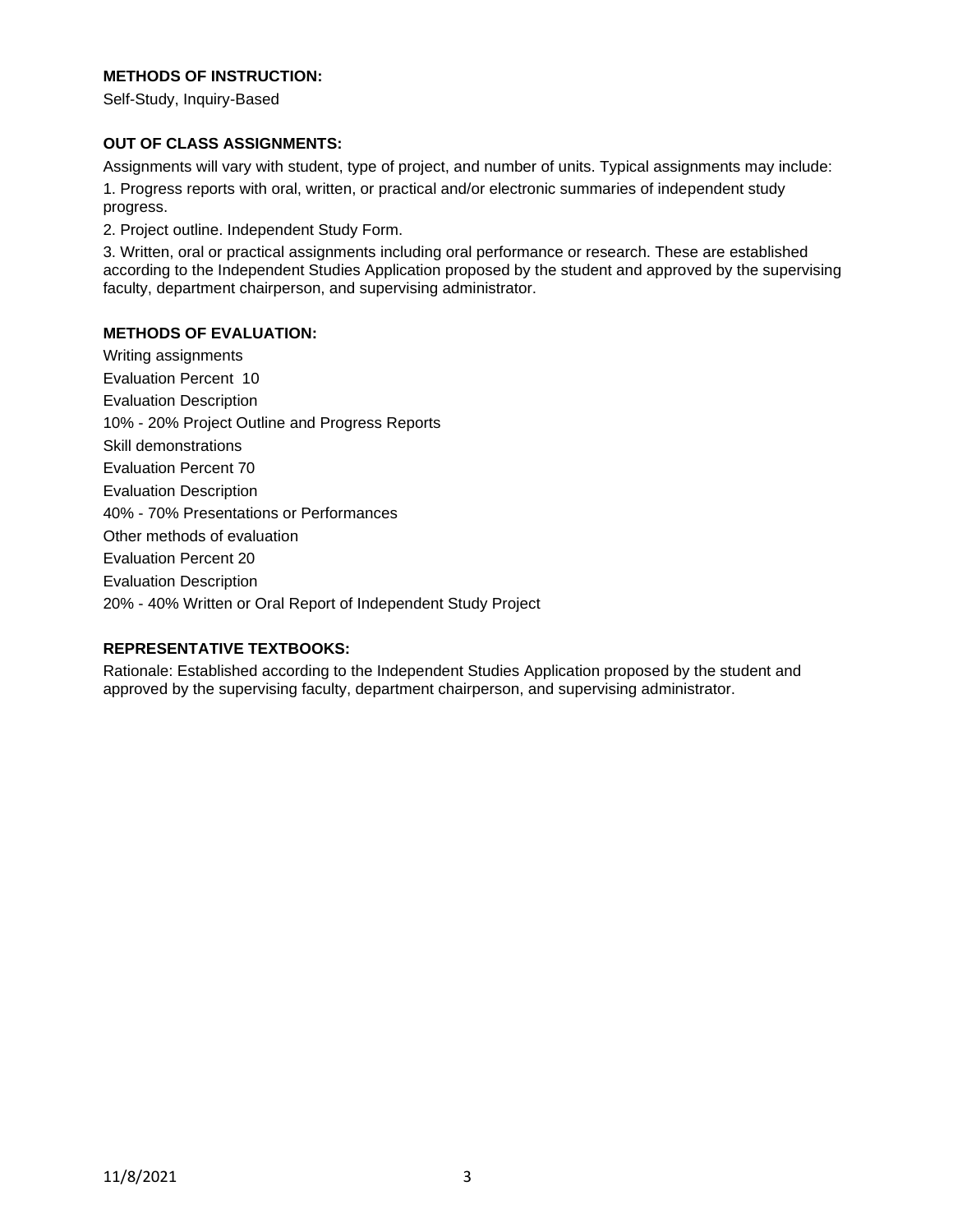**METHODS OF INSTRUCTION:**

Self-Study, Inquiry-Based

**OUT OF CLASS ASSIGNMENTS:**

Assignments will vary with student, type of project, and number of units. Typical assignments may include:

1. Progress reports with oral, written, or practical and/or electronic summaries of independent study progress.

2. Project outline. Independent Study Form.

3. Written, oral or practical assignments including oral performance or research. These are established according to the Independent Studies Application proposed by the student and approved by the supervising faculty, department chairperson, and supervising administrator.

**METHODS OF EVALUATION:**

Writing assignments

Evaluation Percent 10

Evaluation Description

10% - 20% Project Outline and Progress Reports

Skill demonstrations

Evaluation Percent 70

Evaluation Description

40% - 70% Presentations or Performances

Other methods of evaluation

Evaluation Percent 20

Evaluation Description

20% - 40% Written or Oral Report of Independent Study Project

**REPRESENTATIVE TEXTBOOKS:**

Rationale: Established according to the Independent Studies Application proposed by the student and approved by the supervising faculty, department chairperson, and supervising administrator.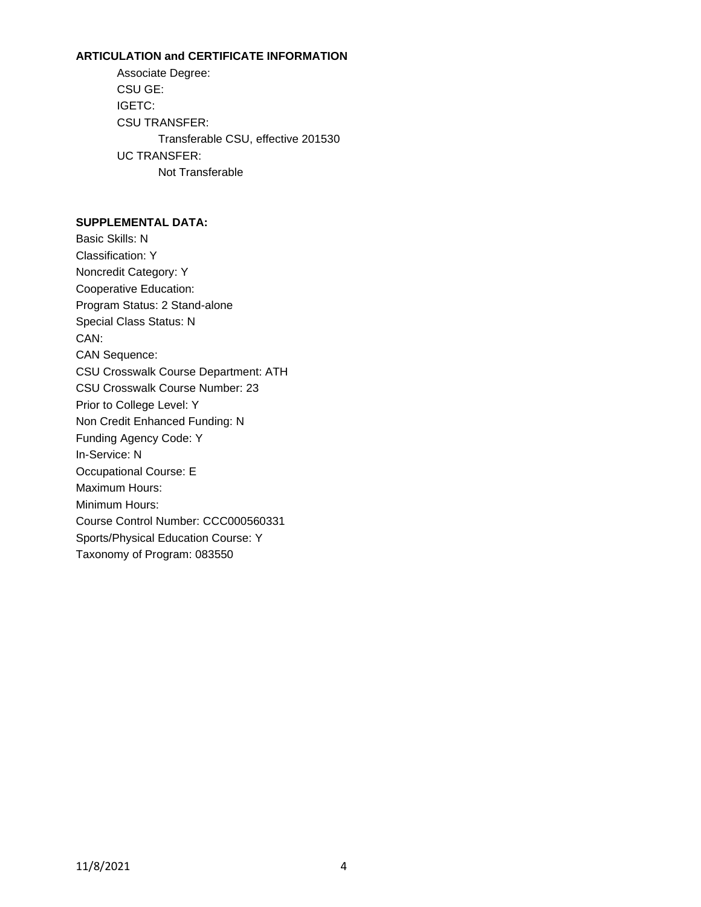**ARTICULATION and CERTIFICATE INFORMATION**

Associate Degree:

CSU GE:

IGETC:

CSU TRANSFER:

Transferable CSU, effective 201530

UC TRANSFER:

Not Transferable

**SUPPLEMENTAL DATA:**

Basic Skills: N

Classification: Y

Noncredit Category: Y

Cooperative Education:

Program Status: 2 Stand-alone

Special Class Status: N

CAN:

CAN Sequence:

CSU Crosswalk Course Department: ATH

CSU Crosswalk Course Number: 23

Prior to College Level: Y

Non Credit Enhanced Funding: N

Funding Agency Code: Y

In-Service: N

Occupational Course: E

Maximum Hours:

Minimum Hours:

Course Control Number: CCC000560331

Sports/Physical Education Course: Y

Taxonomy of Program: 083550